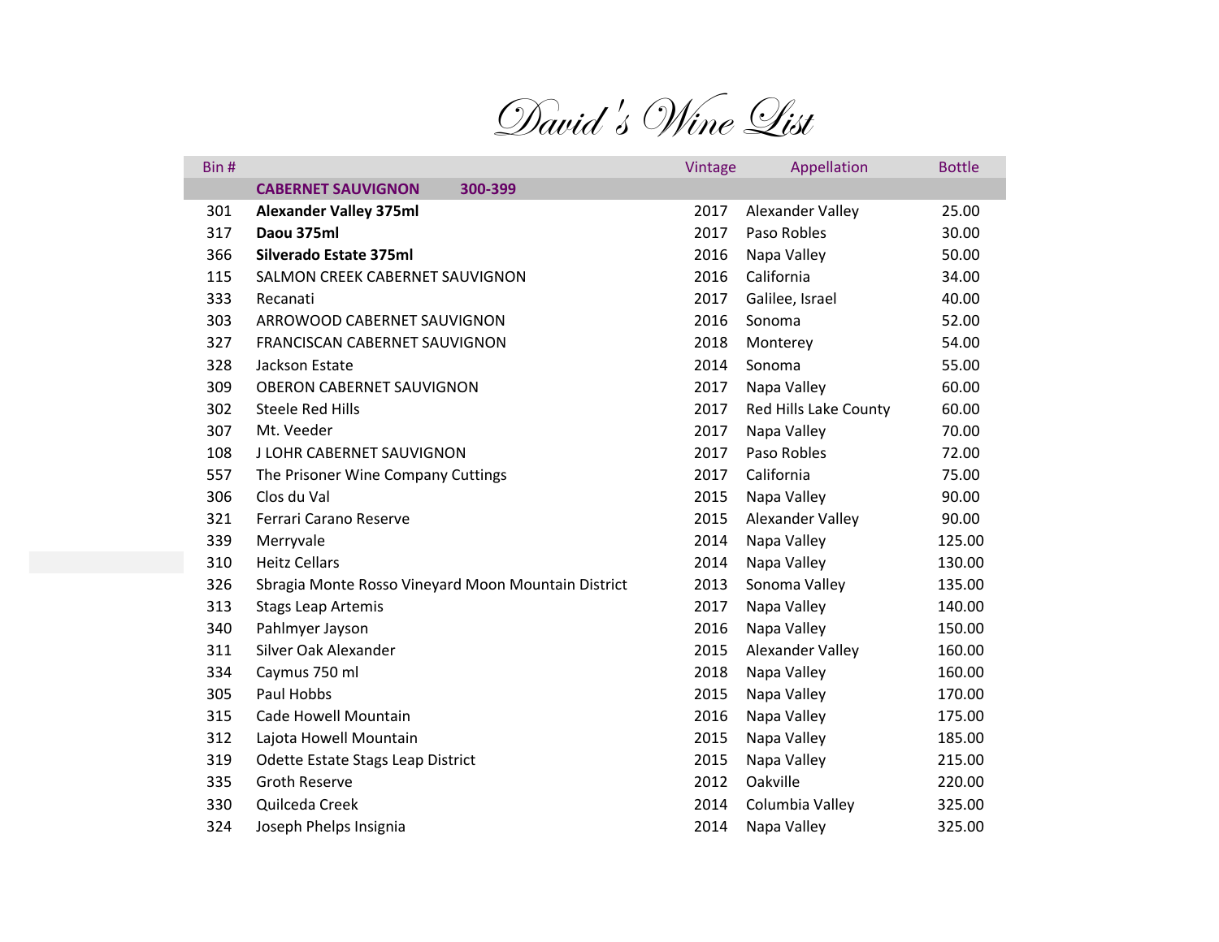# David's Wine List

| Bin # | | Vintage | Appellation | Bottle |
|---|---|---|---|---|
| | **CABERNET SAUVIGNON 300-399** | | | |
| 301 | **Alexander Valley 375ml** | 2017 | Alexander Valley | 25.00 |
| 317 | **Daou 375ml** | 2017 | Paso Robles | 30.00 |
| 366 | **Silverado Estate 375ml** | 2016 | Napa Valley | 50.00 |
| 115 | SALMON CREEK CABERNET SAUVIGNON | 2016 | California | 34.00 |
| 333 | Recanati | 2017 | Galilee, Israel | 40.00 |
| 303 | ARROWOOD CABERNET SAUVIGNON | 2016 | Sonoma | 52.00 |
| 327 | FRANCISCAN CABERNET SAUVIGNON | 2018 | Monterey | 54.00 |
| 328 | Jackson Estate | 2014 | Sonoma | 55.00 |
| 309 | OBERON CABERNET SAUVIGNON | 2017 | Napa Valley | 60.00 |
| 302 | Steele Red Hills | 2017 | Red Hills Lake County | 60.00 |
| 307 | Mt. Veeder | 2017 | Napa Valley | 70.00 |
| 108 | J LOHR CABERNET SAUVIGNON | 2017 | Paso Robles | 72.00 |
| 557 | The Prisoner Wine Company Cuttings | 2017 | California | 75.00 |
| 306 | Clos du Val | 2015 | Napa Valley | 90.00 |
| 321 | Ferrari Carano Reserve | 2015 | Alexander Valley | 90.00 |
| 339 | Merryvale | 2014 | Napa Valley | 125.00 |
| 310 | Heitz Cellars | 2014 | Napa Valley | 130.00 |
| 326 | Sbragia Monte Rosso Vineyard Moon Mountain District | 2013 | Sonoma Valley | 135.00 |
| 313 | Stags Leap Artemis | 2017 | Napa Valley | 140.00 |
| 340 | Pahlmyer Jayson | 2016 | Napa Valley | 150.00 |
| 311 | Silver Oak Alexander | 2015 | Alexander Valley | 160.00 |
| 334 | Caymus 750 ml | 2018 | Napa Valley | 160.00 |
| 305 | Paul Hobbs | 2015 | Napa Valley | 170.00 |
| 315 | Cade Howell Mountain | 2016 | Napa Valley | 175.00 |
| 312 | Lajota Howell Mountain | 2015 | Napa Valley | 185.00 |
| 319 | Odette Estate Stags Leap District | 2015 | Napa Valley | 215.00 |
| 335 | Groth Reserve | 2012 | Oakville | 220.00 |
| 330 | Quilceda Creek | 2014 | Columbia Valley | 325.00 |
| 324 | Joseph Phelps Insignia | 2014 | Napa Valley | 325.00 |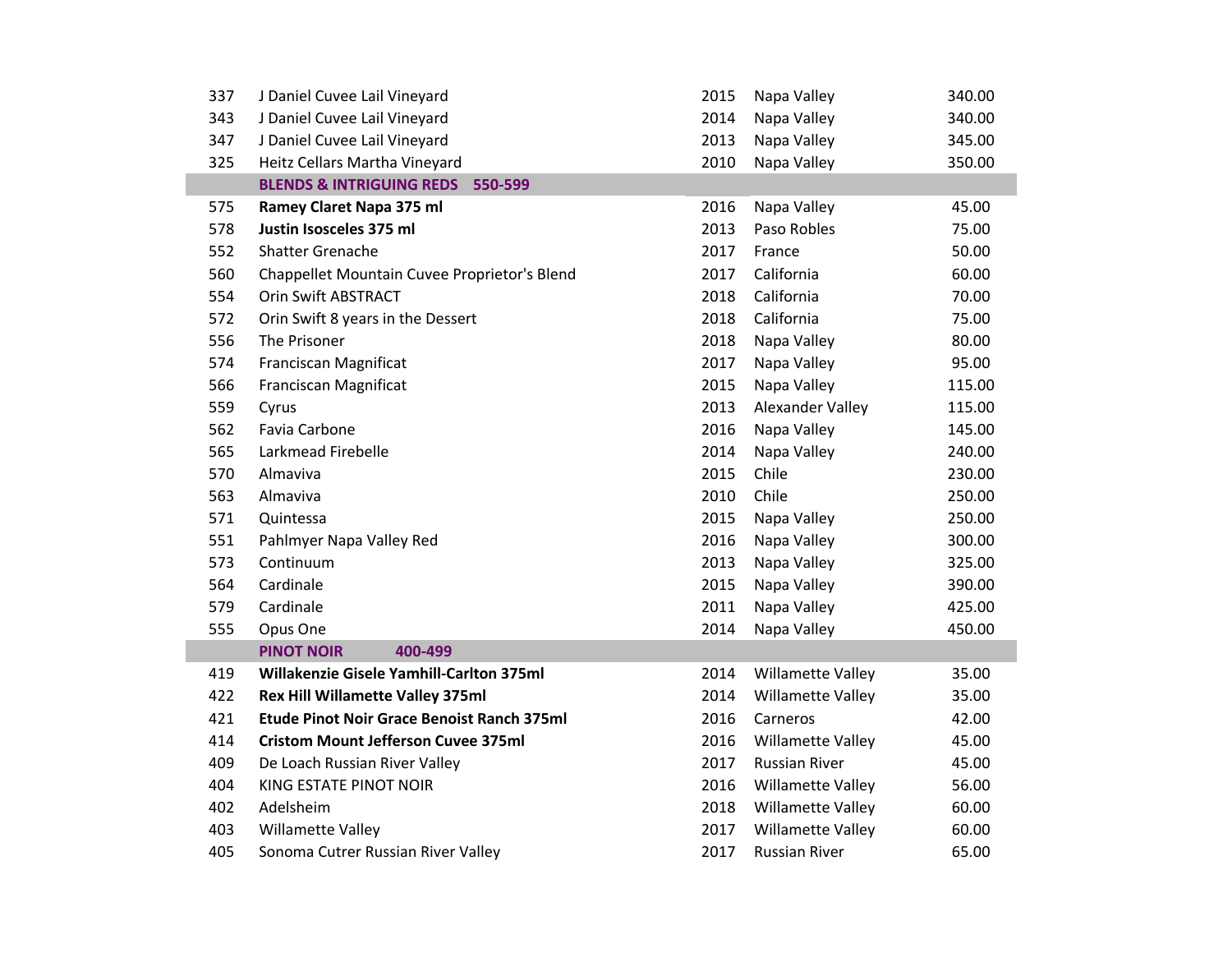| | | | | |
|---|---|---|---|---|
| 337 | J Daniel Cuvee Lail Vineyard | 2015 | Napa Valley | 340.00 |
| 343 | J Daniel Cuvee Lail Vineyard | 2014 | Napa Valley | 340.00 |
| 347 | J Daniel Cuvee Lail Vineyard | 2013 | Napa Valley | 345.00 |
| 325 | Heitz Cellars Martha Vineyard | 2010 | Napa Valley | 350.00 |
| | **BLENDS & INTRIGUING REDS 550-599** | | | |
| 575 | **Ramey Claret Napa 375 ml** | 2016 | Napa Valley | 45.00 |
| 578 | **Justin Isosceles 375 ml** | 2013 | Paso Robles | 75.00 |
| 552 | Shatter Grenache | 2017 | France | 50.00 |
| 560 | Chappellet Mountain Cuvee Proprietor's Blend | 2017 | California | 60.00 |
| 554 | Orin Swift ABSTRACT | 2018 | California | 70.00 |
| 572 | Orin Swift 8 years in the Dessert | 2018 | California | 75.00 |
| 556 | The Prisoner | 2018 | Napa Valley | 80.00 |
| 574 | Franciscan Magnificat | 2017 | Napa Valley | 95.00 |
| 566 | Franciscan Magnificat | 2015 | Napa Valley | 115.00 |
| 559 | Cyrus | 2013 | Alexander Valley | 115.00 |
| 562 | Favia Carbone | 2016 | Napa Valley | 145.00 |
| 565 | Larkmead Firebelle | 2014 | Napa Valley | 240.00 |
| 570 | Almaviva | 2015 | Chile | 230.00 |
| 563 | Almaviva | 2010 | Chile | 250.00 |
| 571 | Quintessa | 2015 | Napa Valley | 250.00 |
| 551 | Pahlmyer Napa Valley Red | 2016 | Napa Valley | 300.00 |
| 573 | Continuum | 2013 | Napa Valley | 325.00 |
| 564 | Cardinale | 2015 | Napa Valley | 390.00 |
| 579 | Cardinale | 2011 | Napa Valley | 425.00 |
| 555 | Opus One | 2014 | Napa Valley | 450.00 |
| | **PINOT NOIR 400-499** | | | |
| 419 | **Willakenzie Gisele Yamhill-Carlton 375ml** | 2014 | Willamette Valley | 35.00 |
| 422 | **Rex Hill Willamette Valley 375ml** | 2014 | Willamette Valley | 35.00 |
| 421 | **Etude Pinot Noir Grace Benoist Ranch 375ml** | 2016 | Carneros | 42.00 |
| 414 | **Cristom Mount Jefferson Cuvee 375ml** | 2016 | Willamette Valley | 45.00 |
| 409 | De Loach Russian River Valley | 2017 | Russian River | 45.00 |
| 404 | KING ESTATE PINOT NOIR | 2016 | Willamette Valley | 56.00 |
| 402 | Adelsheim | 2018 | Willamette Valley | 60.00 |
| 403 | Willamette Valley | 2017 | Willamette Valley | 60.00 |
| 405 | Sonoma Cutrer Russian River Valley | 2017 | Russian River | 65.00 |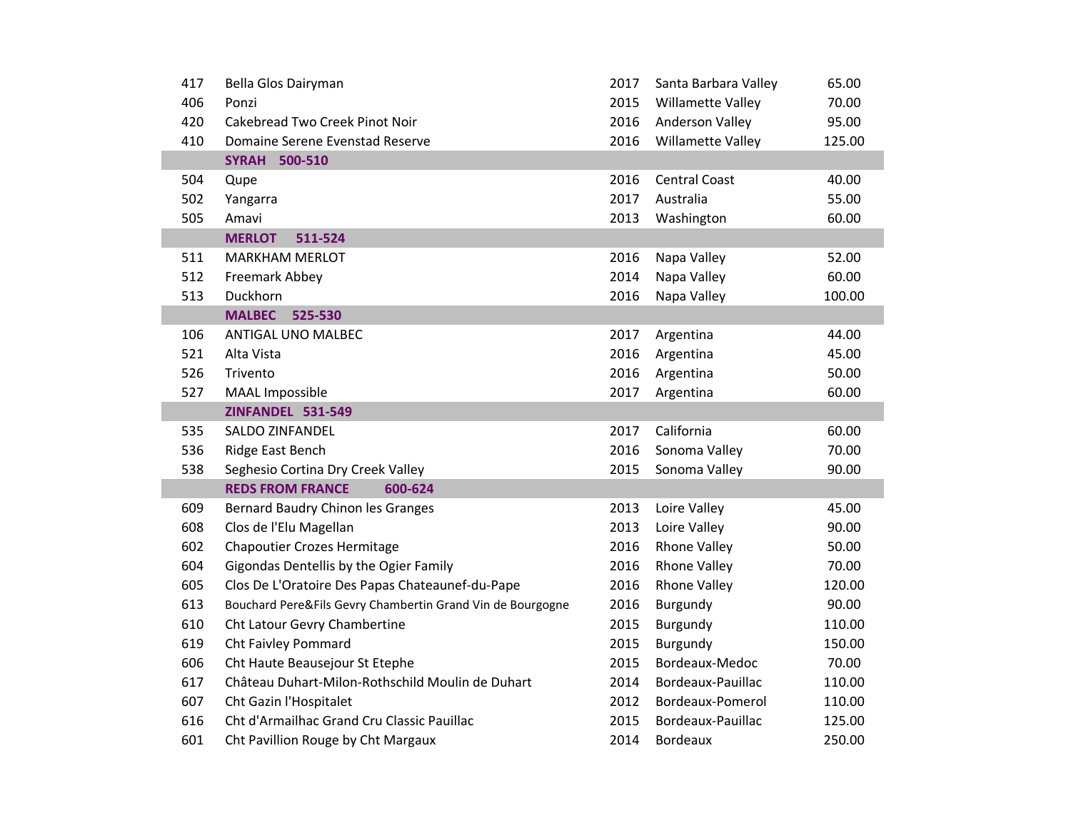| | | | | |
|---|---|---|---|---|
| 417 | Bella Glos Dairyman | 2017 | Santa Barbara Valley | 65.00 |
| 406 | Ponzi | 2015 | Willamette Valley | 70.00 |
| 420 | Cakebread Two Creek Pinot Noir | 2016 | Anderson Valley | 95.00 |
| 410 | Domaine Serene Evenstad Reserve | 2016 | Willamette Valley | 125.00 |
| | **SYRAH 500-510** | | | |
| 504 | Qupe | 2016 | Central Coast | 40.00 |
| 502 | Yangarra | 2017 | Australia | 55.00 |
| 505 | Amavi | 2013 | Washington | 60.00 |
| | **MERLOT 511-524** | | | |
| 511 | MARKHAM MERLOT | 2016 | Napa Valley | 52.00 |
| 512 | Freemark Abbey | 2014 | Napa Valley | 60.00 |
| 513 | Duckhorn | 2016 | Napa Valley | 100.00 |
| | **MALBEC 525-530** | | | |
| 106 | ANTIGAL UNO MALBEC | 2017 | Argentina | 44.00 |
| 521 | Alta Vista | 2016 | Argentina | 45.00 |
| 526 | Trivento | 2016 | Argentina | 50.00 |
| 527 | MAAL Impossible | 2017 | Argentina | 60.00 |
| | **ZINFANDEL 531-549** | | | |
| 535 | SALDO ZINFANDEL | 2017 | California | 60.00 |
| 536 | Ridge East Bench | 2016 | Sonoma Valley | 70.00 |
| 538 | Seghesio Cortina Dry Creek Valley | 2015 | Sonoma Valley | 90.00 |
| | **REDS FROM FRANCE 600-624** | | | |
| 609 | Bernard Baudry Chinon les Granges | 2013 | Loire Valley | 45.00 |
| 608 | Clos de l'Elu Magellan | 2013 | Loire Valley | 90.00 |
| 602 | Chapoutier Crozes Hermitage | 2016 | Rhone Valley | 50.00 |
| 604 | Gigondas Dentellis by the Ogier Family | 2016 | Rhone Valley | 70.00 |
| 605 | Clos De L'Oratoire Des Papas Chateaunef-du-Pape | 2016 | Rhone Valley | 120.00 |
| 613 | Bouchard Pere&Fils Gevry Chambertin Grand Vin de Bourgogne | 2016 | Burgundy | 90.00 |
| 610 | Cht Latour Gevry Chambertine | 2015 | Burgundy | 110.00 |
| 619 | Cht Faivley Pommard | 2015 | Burgundy | 150.00 |
| 606 | Cht Haute Beausejour St Etephe | 2015 | Bordeaux-Medoc | 70.00 |
| 617 | Château Duhart-Milon-Rothschild Moulin de Duhart | 2014 | Bordeaux-Pauillac | 110.00 |
| 607 | Cht Gazin l'Hospitalet | 2012 | Bordeaux-Pomerol | 110.00 |
| 616 | Cht d'Armailhac Grand Cru Classic Pauillac | 2015 | Bordeaux-Pauillac | 125.00 |
| 601 | Cht Pavillion Rouge by Cht Margaux | 2014 | Bordeaux | 250.00 |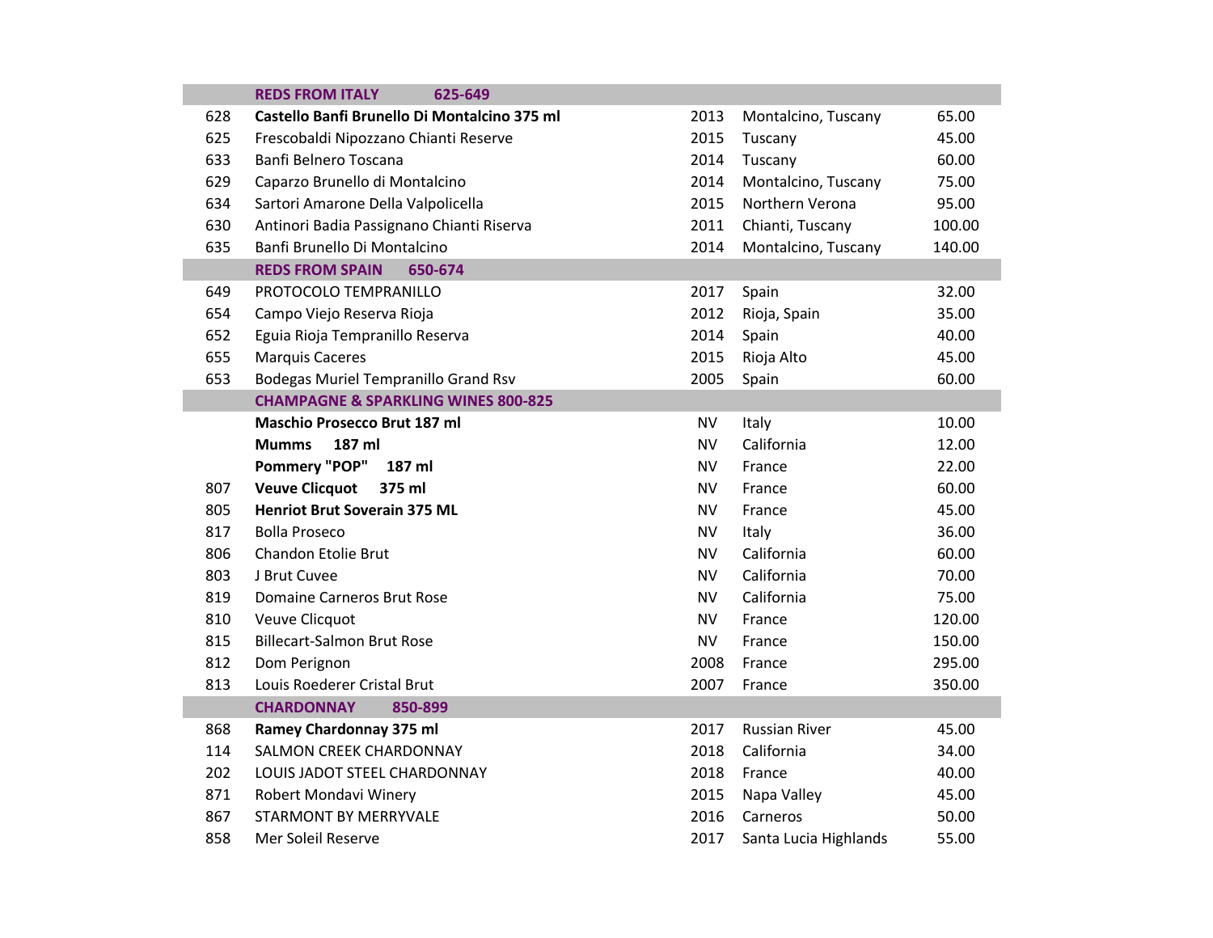| | | | | |
|---|---|---|---|---|
| | **REDS FROM ITALY 625-649** | | | |
| 628 | **Castello Banfi Brunello Di Montalcino 375 ml** | 2013 | Montalcino, Tuscany | 65.00 |
| 625 | Frescobaldi Nipozzano Chianti Reserve | 2015 | Tuscany | 45.00 |
| 633 | Banfi Belnero Toscana | 2014 | Tuscany | 60.00 |
| 629 | Caparzo Brunello di Montalcino | 2014 | Montalcino, Tuscany | 75.00 |
| 634 | Sartori Amarone Della Valpolicella | 2015 | Northern Verona | 95.00 |
| 630 | Antinori Badia Passignano Chianti Riserva | 2011 | Chianti, Tuscany | 100.00 |
| 635 | Banfi Brunello Di Montalcino | 2014 | Montalcino, Tuscany | 140.00 |
| | **REDS FROM SPAIN 650-674** | | | |
| 649 | PROTOCOLO TEMPRANILLO | 2017 | Spain | 32.00 |
| 654 | Campo Viejo Reserva Rioja | 2012 | Rioja, Spain | 35.00 |
| 652 | Eguia Rioja Tempranillo Reserva | 2014 | Spain | 40.00 |
| 655 | Marquis Caceres | 2015 | Rioja Alto | 45.00 |
| 653 | Bodegas Muriel Tempranillo Grand Rsv | 2005 | Spain | 60.00 |
| | **CHAMPAGNE & SPARKLING WINES 800-825** | | | |
| | **Maschio Prosecco Brut 187 ml** | NV | Italy | 10.00 |
| | **Mumms 187 ml** | NV | California | 12.00 |
| | **Pommery "POP" 187 ml** | NV | France | 22.00 |
| 807 | **Veuve Clicquot 375 ml** | NV | France | 60.00 |
| 805 | **Henriot Brut Soverain 375 ML** | NV | France | 45.00 |
| 817 | Bolla Proseco | NV | Italy | 36.00 |
| 806 | Chandon Etolie Brut | NV | California | 60.00 |
| 803 | J Brut Cuvee | NV | California | 70.00 |
| 819 | Domaine Carneros Brut Rose | NV | California | 75.00 |
| 810 | Veuve Clicquot | NV | France | 120.00 |
| 815 | Billecart-Salmon Brut Rose | NV | France | 150.00 |
| 812 | Dom Perignon | 2008 | France | 295.00 |
| 813 | Louis Roederer Cristal Brut | 2007 | France | 350.00 |
| | **CHARDONNAY 850-899** | | | |
| 868 | **Ramey Chardonnay 375 ml** | 2017 | Russian River | 45.00 |
| 114 | SALMON CREEK CHARDONNAY | 2018 | California | 34.00 |
| 202 | LOUIS JADOT STEEL CHARDONNAY | 2018 | France | 40.00 |
| 871 | Robert Mondavi Winery | 2015 | Napa Valley | 45.00 |
| 867 | STARMONT BY MERRYVALE | 2016 | Carneros | 50.00 |
| 858 | Mer Soleil Reserve | 2017 | Santa Lucia Highlands | 55.00 |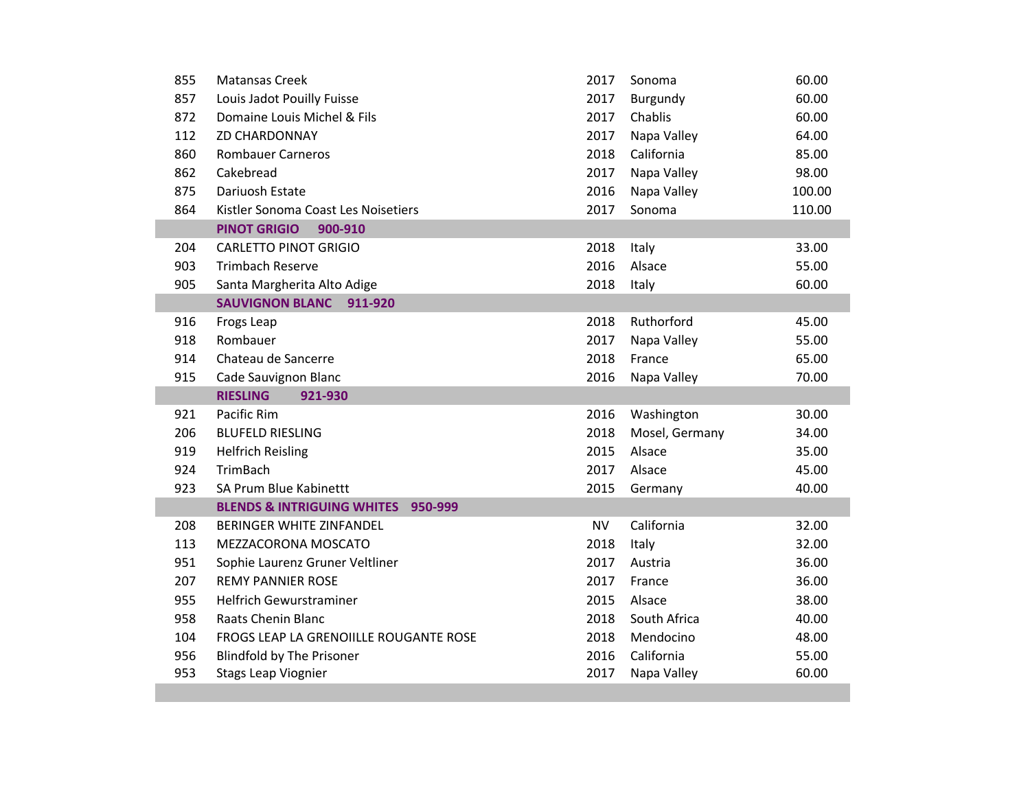| | | | | |
|---|---|---|---|---|
| 855 | Matansas Creek | 2017 | Sonoma | 60.00 |
| 857 | Louis Jadot Pouilly Fuisse | 2017 | Burgundy | 60.00 |
| 872 | Domaine Louis Michel & Fils | 2017 | Chablis | 60.00 |
| 112 | ZD CHARDONNAY | 2017 | Napa Valley | 64.00 |
| 860 | Rombauer Carneros | 2018 | California | 85.00 |
| 862 | Cakebread | 2017 | Napa Valley | 98.00 |
| 875 | Dariuosh Estate | 2016 | Napa Valley | 100.00 |
| 864 | Kistler Sonoma Coast Les Noisetiers | 2017 | Sonoma | 110.00 |
| | **PINOT GRIGIO 900-910** | | | |
| 204 | CARLETTO PINOT GRIGIO | 2018 | Italy | 33.00 |
| 903 | Trimbach Reserve | 2016 | Alsace | 55.00 |
| 905 | Santa Margherita Alto Adige | 2018 | Italy | 60.00 |
| | **SAUVIGNON BLANC 911-920** | | | |
| 916 | Frogs Leap | 2018 | Ruthorford | 45.00 |
| 918 | Rombauer | 2017 | Napa Valley | 55.00 |
| 914 | Chateau de Sancerre | 2018 | France | 65.00 |
| 915 | Cade Sauvignon Blanc | 2016 | Napa Valley | 70.00 |
| | **RIESLING 921-930** | | | |
| 921 | Pacific Rim | 2016 | Washington | 30.00 |
| 206 | BLUFELD RIESLING | 2018 | Mosel, Germany | 34.00 |
| 919 | Helfrich Reisling | 2015 | Alsace | 35.00 |
| 924 | TrimBach | 2017 | Alsace | 45.00 |
| 923 | SA Prum Blue Kabinettt | 2015 | Germany | 40.00 |
| | **BLENDS & INTRIGUING WHITES 950-999** | | | |
| 208 | BERINGER WHITE ZINFANDEL | NV | California | 32.00 |
| 113 | MEZZACORONA MOSCATO | 2018 | Italy | 32.00 |
| 951 | Sophie Laurenz Gruner Veltliner | 2017 | Austria | 36.00 |
| 207 | REMY PANNIER ROSE | 2017 | France | 36.00 |
| 955 | Helfrich Gewurstraminer | 2015 | Alsace | 38.00 |
| 958 | Raats Chenin Blanc | 2018 | South Africa | 40.00 |
| 104 | FROGS LEAP LA GRENOIILLE ROUGANTE ROSE | 2018 | Mendocino | 48.00 |
| 956 | Blindfold by The Prisoner | 2016 | California | 55.00 |
| 953 | Stags Leap Viognier | 2017 | Napa Valley | 60.00 |